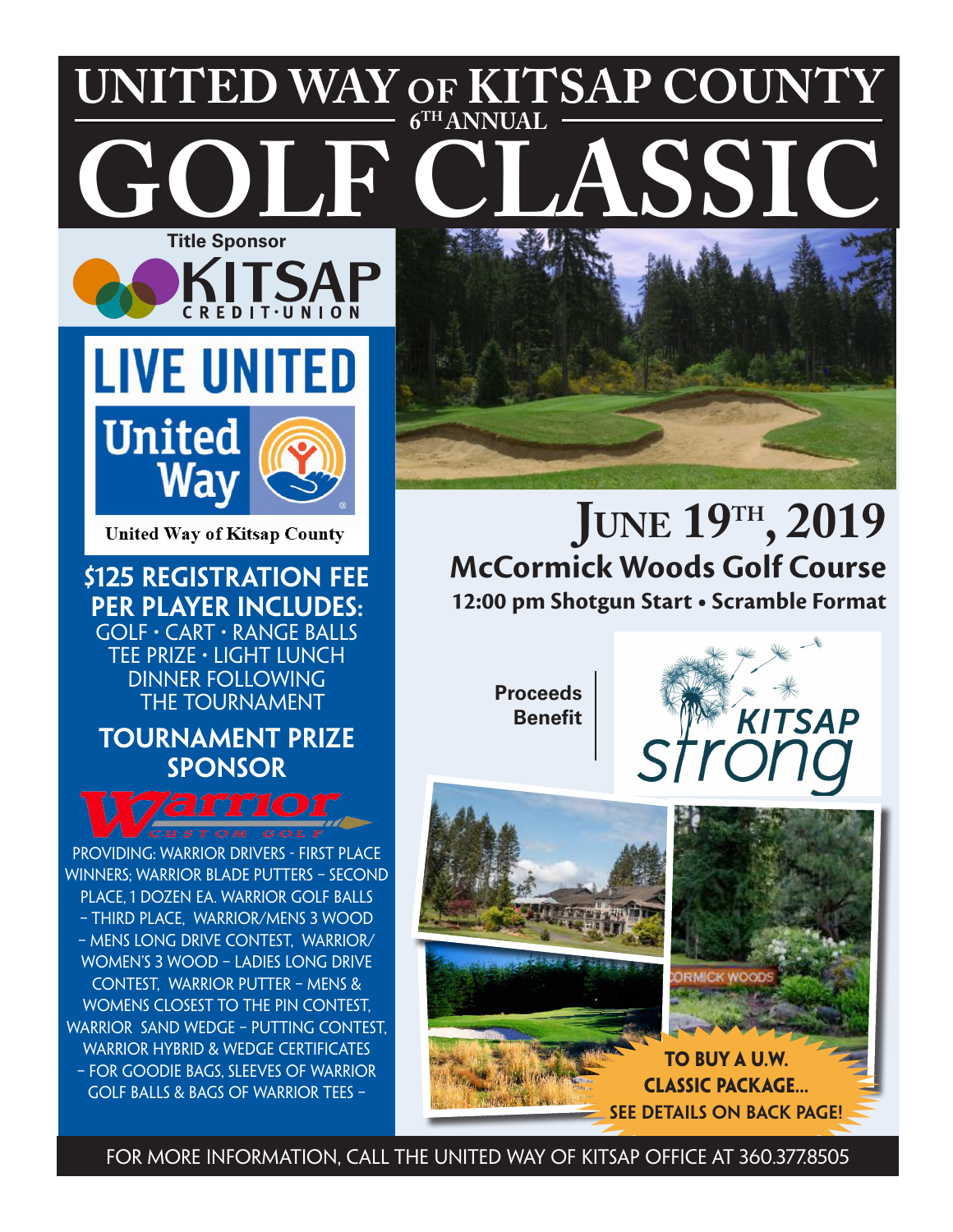# UNITED WAY OF KITSAP COUNTY

6TH ANNUAL

# GOLF CLASSIC

Title Sponsor

KITSAP CREDIT·UNION

LIVE UNITED

United Way

United Way of Kitsap County

## $125 REGISTRATION FEE PER PLAYER INCLUDES:

GOLF · CART · RANGE BALLS
TEE PRIZE · LIGHT LUNCH
DINNER FOLLOWING THE TOURNAMENT

## TOURNAMENT PRIZE SPONSOR

Warrior CUSTOM GOLF

PROVIDING: WARRIOR DRIVERS - FIRST PLACE WINNERS; WARRIOR BLADE PUTTERS – SECOND PLACE, 1 DOZEN EA. WARRIOR GOLF BALLS – THIRD PLACE, WARRIOR/MENS 3 WOOD – MENS LONG DRIVE CONTEST, WARRIOR/ WOMEN'S 3 WOOD – LADIES LONG DRIVE CONTEST, WARRIOR PUTTER – MENS & WOMENS CLOSEST TO THE PIN CONTEST, WARRIOR SAND WEDGE – PUTTING CONTEST, WARRIOR HYBRID & WEDGE CERTIFICATES – FOR GOODIE BAGS, SLEEVES OF WARRIOR GOLF BALLS & BAGS OF WARRIOR TEES –

## JUNE 19TH, 2019

### McCormick Woods Golf Course

**12:00 pm Shotgun Start • Scramble Format**

Proceeds Benefit | KITSAP strong

**TO BUY A U.W. CLASSIC PACKAGE... SEE DETAILS ON BACK PAGE!**

FOR MORE INFORMATION, CALL THE UNITED WAY OF KITSAP OFFICE AT 360.377.8505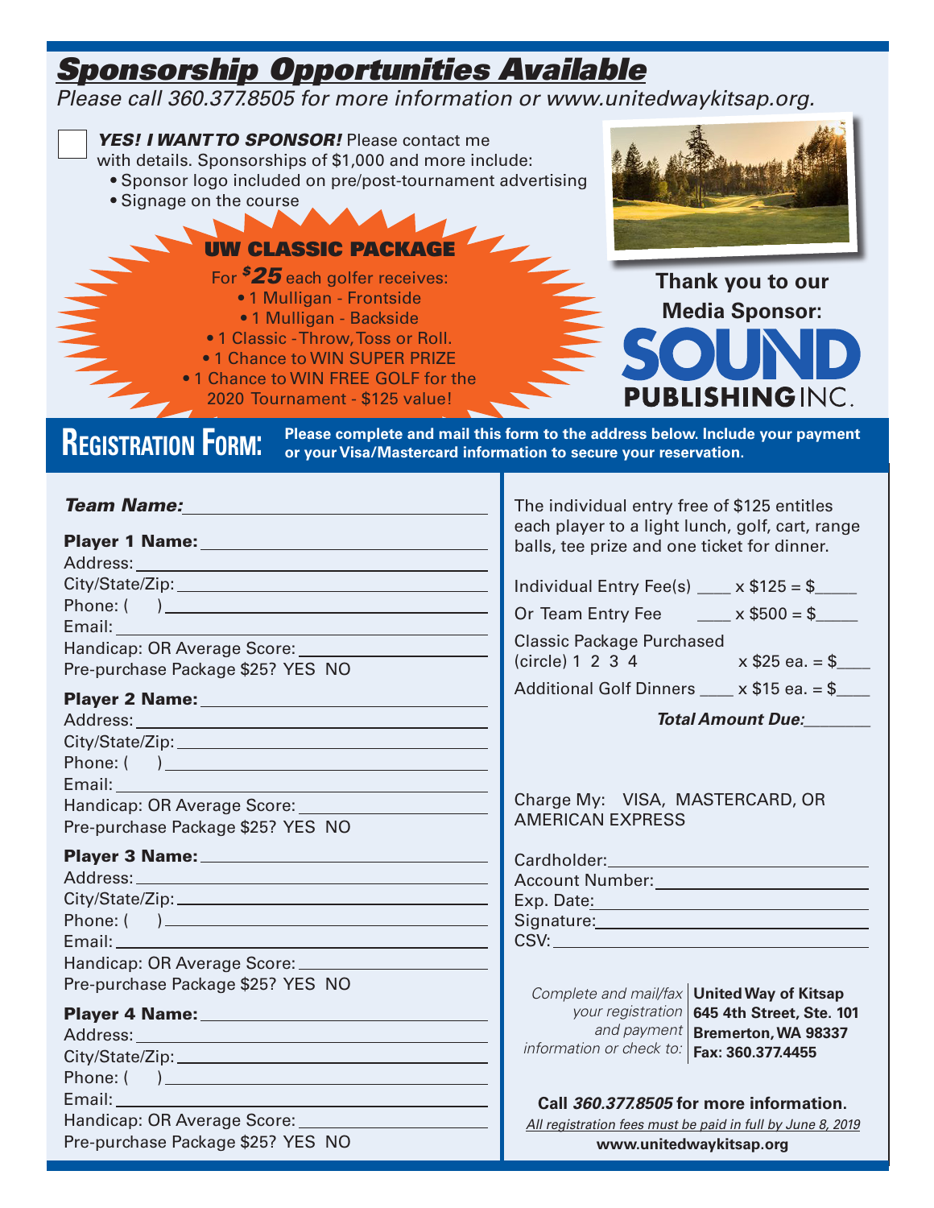# *Sponsorship Opportunities Available*

*Please call 360.377.8505 for more information or www.unitedwaykitsap.org.*

☐ ***YES! I WANT TO SPONSOR!*** Please contact me with details. Sponsorships of $1,000 and more include:

- Sponsor logo included on pre/post-tournament advertising
- Signage on the course

## UW CLASSIC PACKAGE

For *$25* each golfer receives:

- 1 Mulligan - Frontside
- 1 Mulligan - Backside
- 1 Classic - Throw, Toss or Roll.
- 1 Chance to WIN SUPER PRIZE
- 1 Chance to WIN FREE GOLF for the 2020 Tournament - $125 value!

**Thank you to our Media Sponsor:**

**SOUND PUBLISHING INC.**

## REGISTRATION FORM:

**Please complete and mail this form to the address below. Include your payment or your Visa/Mastercard information to secure your reservation.**

***Team Name:*** ____________________

**Player 1 Name:** ____________________
Address: ____________________
City/State/Zip: ____________________
Phone: ( ) ____________________
Email: ____________________
Handicap: OR Average Score: ____________________
Pre-purchase Package $25? YES NO

**Player 2 Name:** ____________________
Address: ____________________
City/State/Zip: ____________________
Phone: ( ) ____________________
Email: ____________________
Handicap: OR Average Score: ____________________
Pre-purchase Package $25? YES NO

**Player 3 Name:** ____________________
Address: ____________________
City/State/Zip: ____________________
Phone: ( ) ____________________
Email: ____________________
Handicap: OR Average Score: ____________________
Pre-purchase Package $25? YES NO

**Player 4 Name:** ____________________
Address: ____________________
City/State/Zip: ____________________
Phone: ( ) ____________________
Email: ____________________
Handicap: OR Average Score: ____________________
Pre-purchase Package $25? YES NO

The individual entry free of $125 entitles each player to a light lunch, golf, cart, range balls, tee prize and one ticket for dinner.

Individual Entry Fee(s) ____ x $125 = $_____

Or Team Entry Fee ____ x $500 = $_____

Classic Package Purchased (circle) 1 2 3 4 x $25 ea. = $____

Additional Golf Dinners ____ x $15 ea. = $____

***Total Amount Due:*** ________

Charge My: VISA, MASTERCARD, OR AMERICAN EXPRESS

Cardholder: ____________________
Account Number: ____________________
Exp. Date: ____________________
Signature: ____________________
CSV: ____________________

*Complete and mail/fax your registration and payment information or check to:*

**United Way of Kitsap**
**645 4th Street, Ste. 101**
**Bremerton, WA 98337**
**Fax: 360.377.4455**

**Call *360.377.8505* for more information.**

*All registration fees must be paid in full by June 8, 2019*

**www.unitedwaykitsap.org**